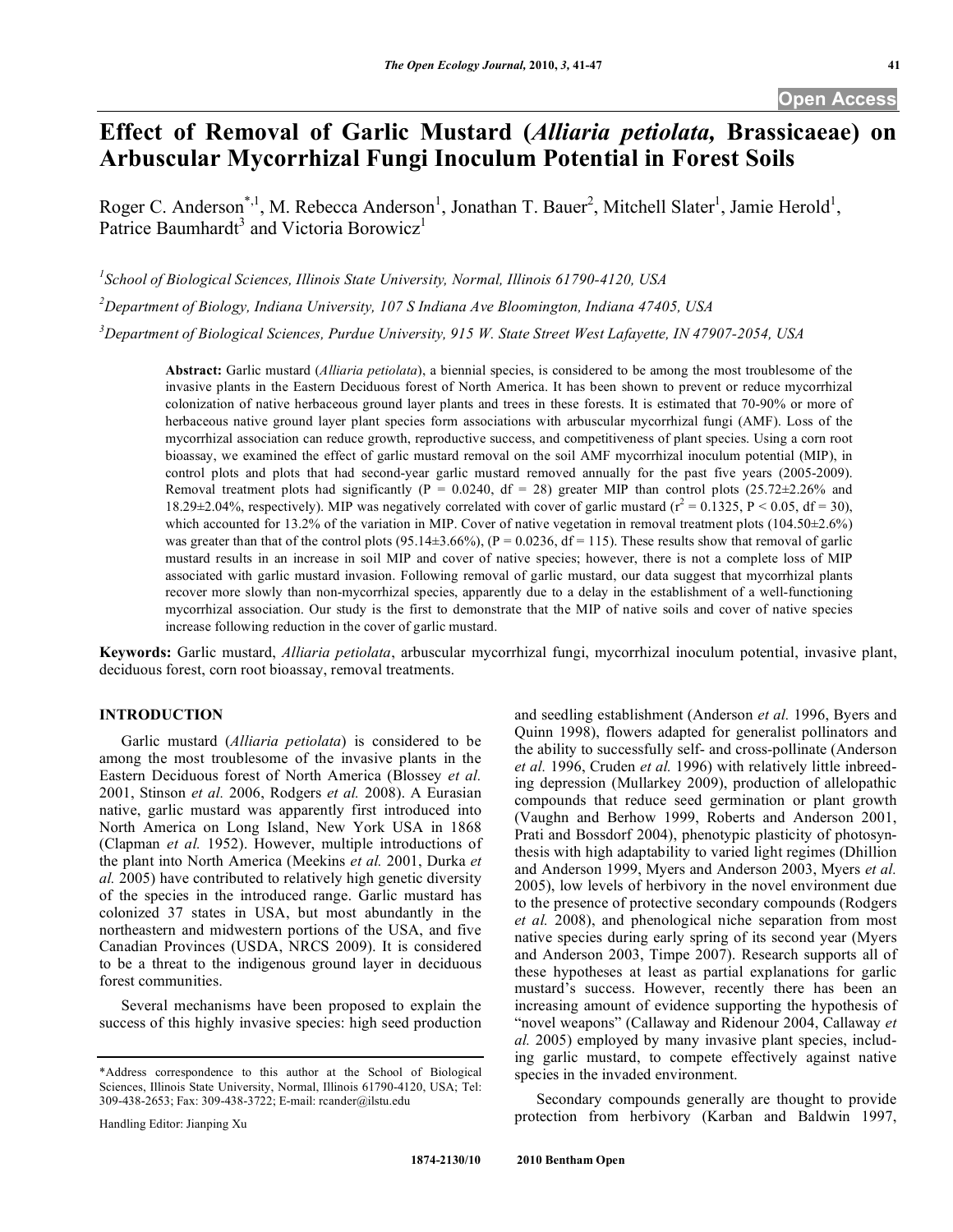Open Access

# Effect of Removal of Garlic Mustard (*Alliaria petiolata,* Brassicaeae) on Arbuscular Mycorrhizal Fungi Inoculum Potential in Forest Soils

Roger C. Anderson[*,1], M. Rebecca Anderson[1], Jonathan T. Bauer[2], Mitchell Slater[1], Jamie Herold[1], Patrice Baumhardt[3] and Victoria Borowicz[1]

[1]School of Biological Sciences, Illinois State University, Normal, Illinois 61790-4120, USA

[2]Department of Biology, Indiana University, 107 S Indiana Ave Bloomington, Indiana 47405, USA

[3]Department of Biological Sciences, Purdue University, 915 W. State Street West Lafayette, IN 47907-2054, USA

**Abstract:** Garlic mustard (*Alliaria petiolata*), a biennial species, is considered to be among the most troublesome of the invasive plants in the Eastern Deciduous forest of North America. It has been shown to prevent or reduce mycorrhizal colonization of native herbaceous ground layer plants and trees in these forests. It is estimated that 70-90% or more of herbaceous native ground layer plant species form associations with arbuscular mycorrhizal fungi (AMF). Loss of the mycorrhizal association can reduce growth, reproductive success, and competitiveness of plant species. Using a corn root bioassay, we examined the effect of garlic mustard removal on the soil AMF mycorrhizal inoculum potential (MIP), in control plots and plots that had second-year garlic mustard removed annually for the past five years (2005-2009). Removal treatment plots had significantly ($P = 0.0240$, df = 28) greater MIP than control plots (25.72±2.26% and 18.29±2.04%, respectively). MIP was negatively correlated with cover of garlic mustard ($r^2 = 0.1325$, $P < 0.05$, df = 30), which accounted for 13.2% of the variation in MIP. Cover of native vegetation in removal treatment plots (104.50±2.6%) was greater than that of the control plots (95.14±3.66%), ($P = 0.0236$, df = 115). These results show that removal of garlic mustard results in an increase in soil MIP and cover of native species; however, there is not a complete loss of MIP associated with garlic mustard invasion. Following removal of garlic mustard, our data suggest that mycorrhizal plants recover more slowly than non-mycorrhizal species, apparently due to a delay in the establishment of a well-functioning mycorrhizal association. Our study is the first to demonstrate that the MIP of native soils and cover of native species increase following reduction in the cover of garlic mustard.

**Keywords:** Garlic mustard, *Alliaria petiolata*, arbuscular mycorrhizal fungi, mycorrhizal inoculum potential, invasive plant, deciduous forest, corn root bioassay, removal treatments.

## INTRODUCTION

Garlic mustard (*Alliaria petiolata*) is considered to be among the most troublesome of the invasive plants in the Eastern Deciduous forest of North America (Blossey *et al.* 2001, Stinson *et al.* 2006, Rodgers *et al.* 2008). A Eurasian native, garlic mustard was apparently first introduced into North America on Long Island, New York USA in 1868 (Clapman *et al.* 1952). However, multiple introductions of the plant into North America (Meekins *et al.* 2001, Durka *et al.* 2005) have contributed to relatively high genetic diversity of the species in the introduced range. Garlic mustard has colonized 37 states in USA, but most abundantly in the northeastern and midwestern portions of the USA, and five Canadian Provinces (USDA, NRCS 2009). It is considered to be a threat to the indigenous ground layer in deciduous forest communities.

Several mechanisms have been proposed to explain the success of this highly invasive species: high seed production and seedling establishment (Anderson *et al.* 1996, Byers and Quinn 1998), flowers adapted for generalist pollinators and the ability to successfully self- and cross-pollinate (Anderson *et al.* 1996, Cruden *et al.* 1996) with relatively little inbreeding depression (Mullarkey 2009), production of allelopathic compounds that reduce seed germination or plant growth (Vaughn and Berhow 1999, Roberts and Anderson 2001, Prati and Bossdorf 2004), phenotypic plasticity of photosynthesis with high adaptability to varied light regimes (Dhillion and Anderson 1999, Myers and Anderson 2003, Myers *et al.* 2005), low levels of herbivory in the novel environment due to the presence of protective secondary compounds (Rodgers *et al.* 2008), and phenological niche separation from most native species during early spring of its second year (Myers and Anderson 2003, Timpe 2007). Research supports all of these hypotheses at least as partial explanations for garlic mustard's success. However, recently there has been an increasing amount of evidence supporting the hypothesis of "novel weapons" (Callaway and Ridenour 2004, Callaway *et al.* 2005) employed by many invasive plant species, including garlic mustard, to compete effectively against native species in the invaded environment.

Secondary compounds generally are thought to provide protection from herbivory (Karban and Baldwin 1997,

*Address correspondence to this author at the School of Biological Sciences, Illinois State University, Normal, Illinois 61790-4120, USA; Tel: 309-438-2653; Fax: 309-438-3722; E-mail: rcander@ilstu.edu

Handling Editor: Jianping Xu

1874-2130/10 2010 Bentham Open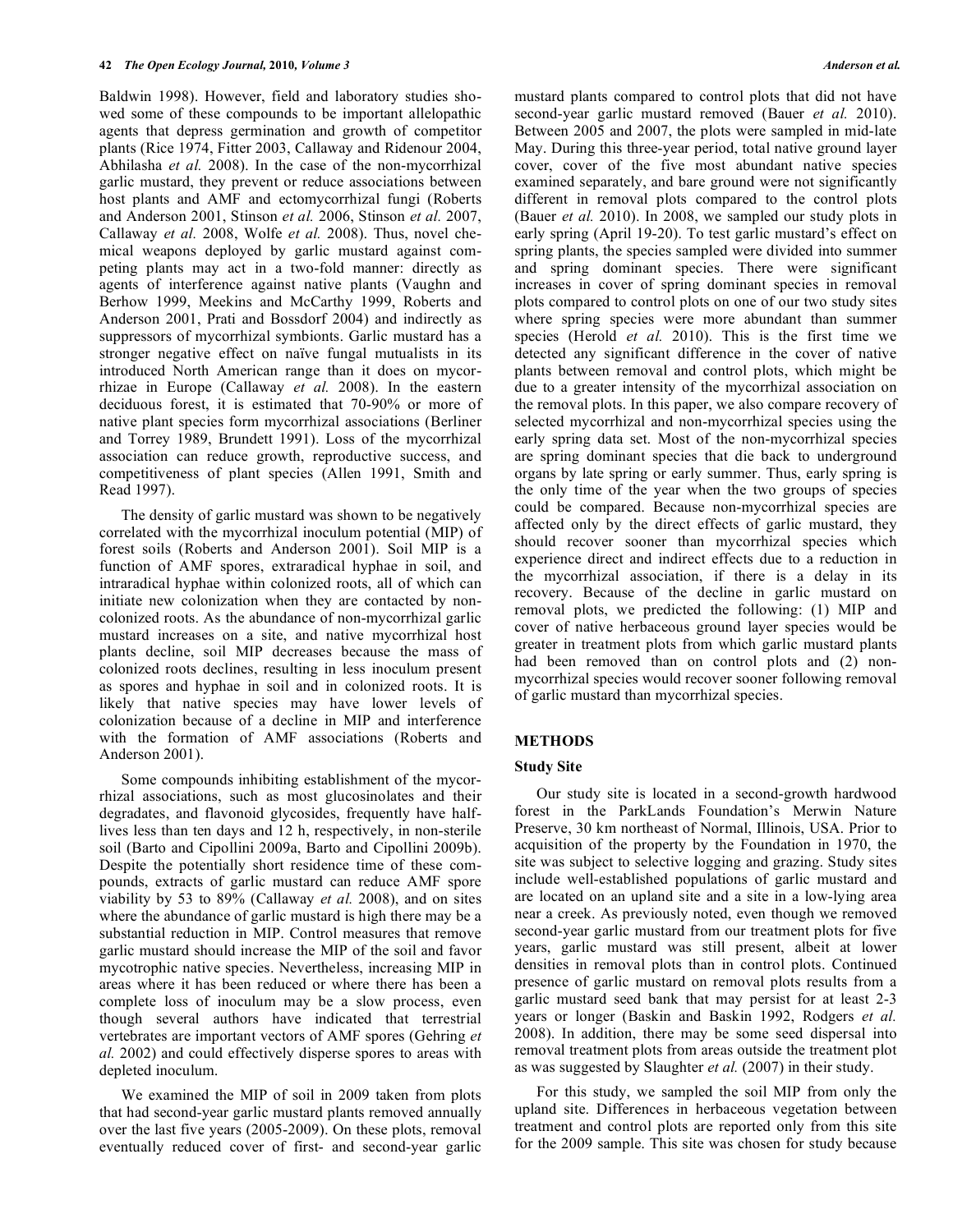Baldwin 1998). However, field and laboratory studies showed some of these compounds to be important allelopathic agents that depress germination and growth of competitor plants (Rice 1974, Fitter 2003, Callaway and Ridenour 2004, Abhilasha *et al.* 2008). In the case of the non-mycorrhizal garlic mustard, they prevent or reduce associations between host plants and AMF and ectomycorrhizal fungi (Roberts and Anderson 2001, Stinson *et al.* 2006, Stinson *et al.* 2007, Callaway *et al.* 2008, Wolfe *et al.* 2008). Thus, novel chemical weapons deployed by garlic mustard against competing plants may act in a two-fold manner: directly as agents of interference against native plants (Vaughn and Berhow 1999, Meekins and McCarthy 1999, Roberts and Anderson 2001, Prati and Bossdorf 2004) and indirectly as suppressors of mycorrhizal symbionts. Garlic mustard has a stronger negative effect on naïve fungal mutualists in its introduced North American range than it does on mycorrhizae in Europe (Callaway *et al.* 2008). In the eastern deciduous forest, it is estimated that 70-90% or more of native plant species form mycorrhizal associations (Berliner and Torrey 1989, Brundett 1991). Loss of the mycorrhizal association can reduce growth, reproductive success, and competitiveness of plant species (Allen 1991, Smith and Read 1997).

The density of garlic mustard was shown to be negatively correlated with the mycorrhizal inoculum potential (MIP) of forest soils (Roberts and Anderson 2001). Soil MIP is a function of AMF spores, extraradical hyphae in soil, and intraradical hyphae within colonized roots, all of which can initiate new colonization when they are contacted by non-colonized roots. As the abundance of non-mycorrhizal garlic mustard increases on a site, and native mycorrhizal host plants decline, soil MIP decreases because the mass of colonized roots declines, resulting in less inoculum present as spores and hyphae in soil and in colonized roots. It is likely that native species may have lower levels of colonization because of a decline in MIP and interference with the formation of AMF associations (Roberts and Anderson 2001).

Some compounds inhibiting establishment of the mycorrhizal associations, such as most glucosinolates and their degradates, and flavonoid glycosides, frequently have half-lives less than ten days and 12 h, respectively, in non-sterile soil (Barto and Cipollini 2009a, Barto and Cipollini 2009b). Despite the potentially short residence time of these compounds, extracts of garlic mustard can reduce AMF spore viability by 53 to 89% (Callaway *et al.* 2008), and on sites where the abundance of garlic mustard is high there may be a substantial reduction in MIP. Control measures that remove garlic mustard should increase the MIP of the soil and favor mycotrophic native species. Nevertheless, increasing MIP in areas where it has been reduced or where there has been a complete loss of inoculum may be a slow process, even though several authors have indicated that terrestrial vertebrates are important vectors of AMF spores (Gehring *et al.* 2002) and could effectively disperse spores to areas with depleted inoculum.

We examined the MIP of soil in 2009 taken from plots that had second-year garlic mustard plants removed annually over the last five years (2005-2009). On these plots, removal eventually reduced cover of first- and second-year garlic mustard plants compared to control plots that did not have second-year garlic mustard removed (Bauer *et al.* 2010). Between 2005 and 2007, the plots were sampled in mid-late May. During this three-year period, total native ground layer cover, cover of the five most abundant native species examined separately, and bare ground were not significantly different in removal plots compared to the control plots (Bauer *et al.* 2010). In 2008, we sampled our study plots in early spring (April 19-20). To test garlic mustard's effect on spring plants, the species sampled were divided into summer and spring dominant species. There were significant increases in cover of spring dominant species in removal plots compared to control plots on one of our two study sites where spring species were more abundant than summer species (Herold *et al.* 2010). This is the first time we detected any significant difference in the cover of native plants between removal and control plots, which might be due to a greater intensity of the mycorrhizal association on the removal plots. In this paper, we also compare recovery of selected mycorrhizal and non-mycorrhizal species using the early spring data set. Most of the non-mycorrhizal species are spring dominant species that die back to underground organs by late spring or early summer. Thus, early spring is the only time of the year when the two groups of species could be compared. Because non-mycorrhizal species are affected only by the direct effects of garlic mustard, they should recover sooner than mycorrhizal species which experience direct and indirect effects due to a reduction in the mycorrhizal association, if there is a delay in its recovery. Because of the decline in garlic mustard on removal plots, we predicted the following: (1) MIP and cover of native herbaceous ground layer species would be greater in treatment plots from which garlic mustard plants had been removed than on control plots and (2) non-mycorrhizal species would recover sooner following removal of garlic mustard than mycorrhizal species.

## METHODS

### Study Site

Our study site is located in a second-growth hardwood forest in the ParkLands Foundation's Merwin Nature Preserve, 30 km northeast of Normal, Illinois, USA. Prior to acquisition of the property by the Foundation in 1970, the site was subject to selective logging and grazing. Study sites include well-established populations of garlic mustard and are located on an upland site and a site in a low-lying area near a creek. As previously noted, even though we removed second-year garlic mustard from our treatment plots for five years, garlic mustard was still present, albeit at lower densities in removal plots than in control plots. Continued presence of garlic mustard on removal plots results from a garlic mustard seed bank that may persist for at least 2-3 years or longer (Baskin and Baskin 1992, Rodgers *et al.* 2008). In addition, there may be some seed dispersal into removal treatment plots from areas outside the treatment plot as was suggested by Slaughter *et al.* (2007) in their study.

For this study, we sampled the soil MIP from only the upland site. Differences in herbaceous vegetation between treatment and control plots are reported only from this site for the 2009 sample. This site was chosen for study because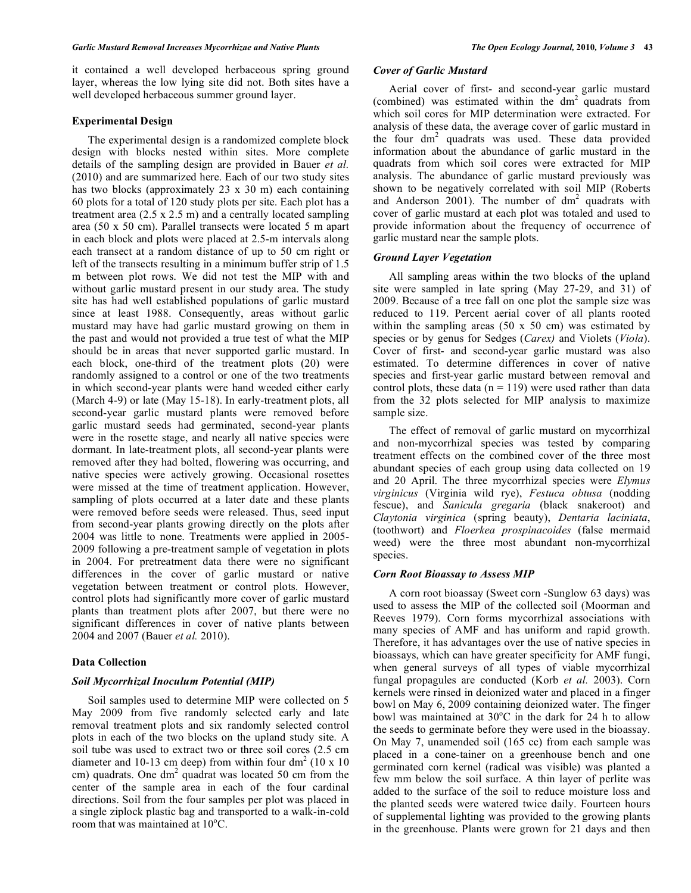it contained a well developed herbaceous spring ground layer, whereas the low lying site did not. Both sites have a well developed herbaceous summer ground layer.

### Experimental Design

The experimental design is a randomized complete block design with blocks nested within sites. More complete details of the sampling design are provided in Bauer *et al.* (2010) and are summarized here. Each of our two study sites has two blocks (approximately 23 x 30 m) each containing 60 plots for a total of 120 study plots per site. Each plot has a treatment area (2.5 x 2.5 m) and a centrally located sampling area (50 x 50 cm). Parallel transects were located 5 m apart in each block and plots were placed at 2.5-m intervals along each transect at a random distance of up to 50 cm right or left of the transects resulting in a minimum buffer strip of 1.5 m between plot rows. We did not test the MIP with and without garlic mustard present in our study area. The study site has had well established populations of garlic mustard since at least 1988. Consequently, areas without garlic mustard may have had garlic mustard growing on them in the past and would not provided a true test of what the MIP should be in areas that never supported garlic mustard. In each block, one-third of the treatment plots (20) were randomly assigned to a control or one of the two treatments in which second-year plants were hand weeded either early (March 4-9) or late (May 15-18). In early-treatment plots, all second-year garlic mustard plants were removed before garlic mustard seeds had germinated, second-year plants were in the rosette stage, and nearly all native species were dormant. In late-treatment plots, all second-year plants were removed after they had bolted, flowering was occurring, and native species were actively growing. Occasional rosettes were missed at the time of treatment application. However, sampling of plots occurred at a later date and these plants were removed before seeds were released. Thus, seed input from second-year plants growing directly on the plots after 2004 was little to none. Treatments were applied in 2005-2009 following a pre-treatment sample of vegetation in plots in 2004. For pretreatment data there were no significant differences in the cover of garlic mustard or native vegetation between treatment or control plots. However, control plots had significantly more cover of garlic mustard plants than treatment plots after 2007, but there were no significant differences in cover of native plants between 2004 and 2007 (Bauer *et al.* 2010).

### Data Collection

#### *Soil Mycorrhizal Inoculum Potential (MIP)*

Soil samples used to determine MIP were collected on 5 May 2009 from five randomly selected early and late removal treatment plots and six randomly selected control plots in each of the two blocks on the upland study site. A soil tube was used to extract two or three soil cores (2.5 cm diameter and 10-13 cm deep) from within four $dm^2$ (10 x 10 cm) quadrats. One $dm^2$ quadrat was located 50 cm from the center of the sample area in each of the four cardinal directions. Soil from the four samples per plot was placed in a single ziplock plastic bag and transported to a walk-in-cold room that was maintained at 10°C.

#### *Cover of Garlic Mustard*

Aerial cover of first- and second-year garlic mustard (combined) was estimated within the $dm^2$ quadrats from which soil cores for MIP determination were extracted. For analysis of these data, the average cover of garlic mustard in the four $dm^2$ quadrats was used. These data provided information about the abundance of garlic mustard in the quadrats from which soil cores were extracted for MIP analysis. The abundance of garlic mustard previously was shown to be negatively correlated with soil MIP (Roberts and Anderson 2001). The number of $dm^2$ quadrats with cover of garlic mustard at each plot was totaled and used to provide information about the frequency of occurrence of garlic mustard near the sample plots.

#### *Ground Layer Vegetation*

All sampling areas within the two blocks of the upland site were sampled in late spring (May 27-29, and 31) of 2009. Because of a tree fall on one plot the sample size was reduced to 119. Percent aerial cover of all plants rooted within the sampling areas (50 x 50 cm) was estimated by species or by genus for Sedges (*Carex)* and Violets (*Viola*). Cover of first- and second-year garlic mustard was also estimated. To determine differences in cover of native species and first-year garlic mustard between removal and control plots, these data (n = 119) were used rather than data from the 32 plots selected for MIP analysis to maximize sample size.

The effect of removal of garlic mustard on mycorrhizal and non-mycorrhizal species was tested by comparing treatment effects on the combined cover of the three most abundant species of each group using data collected on 19 and 20 April. The three mycorrhizal species were *Elymus virginicus* (Virginia wild rye), *Festuca obtusa* (nodding fescue), and *Sanicula gregaria* (black snakeroot) and *Claytonia virginica* (spring beauty), *Dentaria laciniata*, (toothwort) and *Floerkea prospinacoides* (false mermaid weed) were the three most abundant non-mycorrhizal species.

#### *Corn Root Bioassay to Assess MIP*

A corn root bioassay (Sweet corn -Sunglow 63 days) was used to assess the MIP of the collected soil (Moorman and Reeves 1979). Corn forms mycorrhizal associations with many species of AMF and has uniform and rapid growth. Therefore, it has advantages over the use of native species in bioassays, which can have greater specificity for AMF fungi, when general surveys of all types of viable mycorrhizal fungal propagules are conducted (Korb *et al.* 2003). Corn kernels were rinsed in deionized water and placed in a finger bowl on May 6, 2009 containing deionized water. The finger bowl was maintained at 30°C in the dark for 24 h to allow the seeds to germinate before they were used in the bioassay. On May 7, unamended soil (165 cc) from each sample was placed in a cone-tainer on a greenhouse bench and one germinated corn kernel (radical was visible) was planted a few mm below the soil surface. A thin layer of perlite was added to the surface of the soil to reduce moisture loss and the planted seeds were watered twice daily. Fourteen hours of supplemental lighting was provided to the growing plants in the greenhouse. Plants were grown for 21 days and then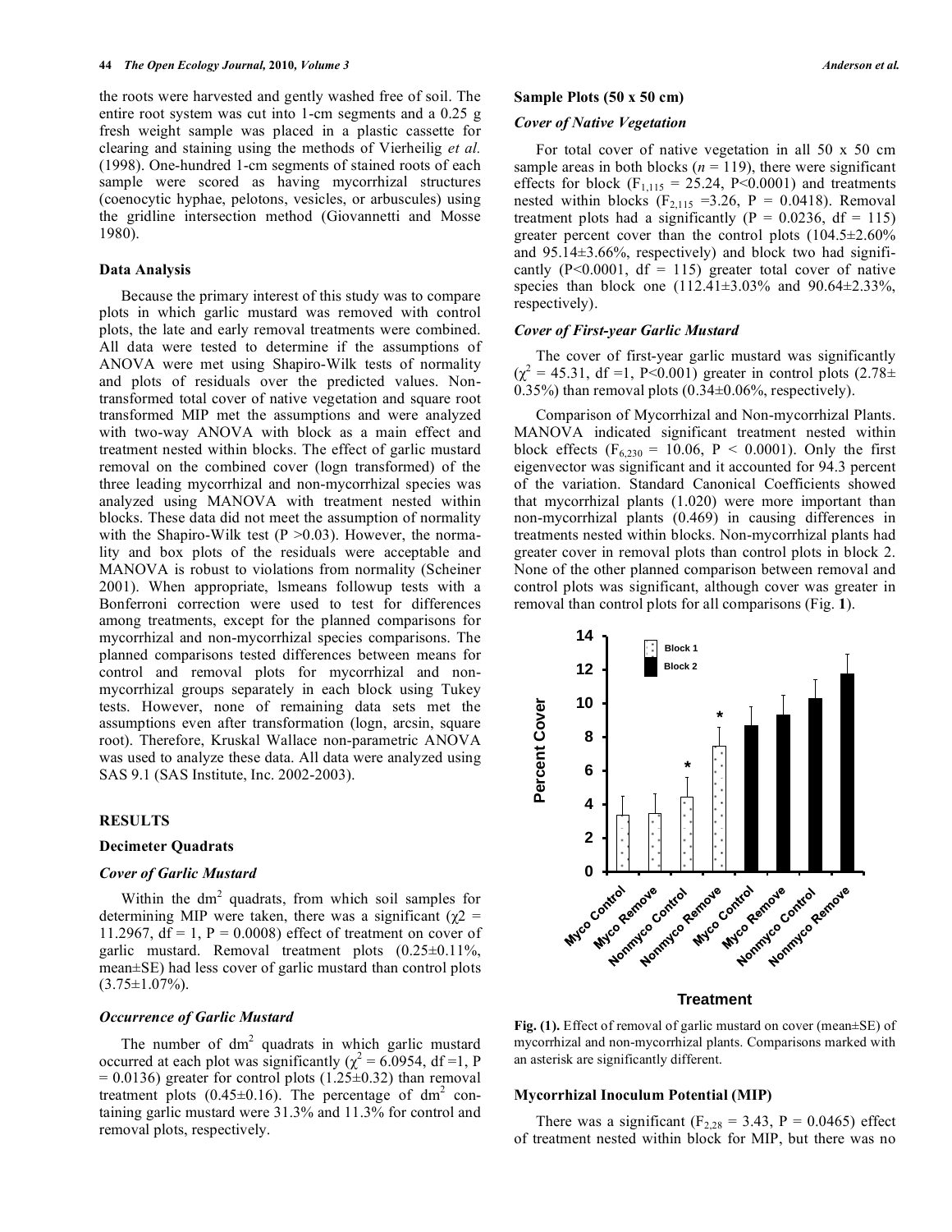the roots were harvested and gently washed free of soil. The entire root system was cut into 1-cm segments and a 0.25 g fresh weight sample was placed in a plastic cassette for clearing and staining using the methods of Vierheilig *et al.* (1998). One-hundred 1-cm segments of stained roots of each sample were scored as having mycorrhizal structures (coenocytic hyphae, pelotons, vesicles, or arbuscules) using the gridline intersection method (Giovannetti and Mosse 1980).

#### Data Analysis

Because the primary interest of this study was to compare plots in which garlic mustard was removed with control plots, the late and early removal treatments were combined. All data were tested to determine if the assumptions of ANOVA were met using Shapiro-Wilk tests of normality and plots of residuals over the predicted values. Non-transformed total cover of native vegetation and square root transformed MIP met the assumptions and were analyzed with two-way ANOVA with block as a main effect and treatment nested within blocks. The effect of garlic mustard removal on the combined cover (logn transformed) of the three leading mycorrhizal and non-mycorrhizal species was analyzed using MANOVA with treatment nested within blocks. These data did not meet the assumption of normality with the Shapiro-Wilk test ($P > 0.03$). However, the normality and box plots of the residuals were acceptable and MANOVA is robust to violations from normality (Scheiner 2001). When appropriate, lsmeans followup tests with a Bonferroni correction were used to test for differences among treatments, except for the planned comparisons for mycorrhizal and non-mycorrhizal species comparisons. The planned comparisons tested differences between means for control and removal plots for mycorrhizal and non-mycorrhizal groups separately in each block using Tukey tests. However, none of remaining data sets met the assumptions even after transformation (logn, arcsin, square root). Therefore, Kruskal Wallace non-parametric ANOVA was used to analyze these data. All data were analyzed using SAS 9.1 (SAS Institute, Inc. 2002-2003).

## RESULTS

### Decimeter Quadrats

#### *Cover of Garlic Mustard*

Within the $dm^2$ quadrats, from which soil samples for determining MIP were taken, there was a significant ($\chi^2 = 11.2967$, df = 1, P = 0.0008) effect of treatment on cover of garlic mustard. Removal treatment plots (0.25±0.11%, mean±SE) had less cover of garlic mustard than control plots (3.75±1.07%).

#### *Occurrence of Garlic Mustard*

The number of $dm^2$ quadrats in which garlic mustard occurred at each plot was significantly ($\chi^2 = 6.0954$, df =1, P = 0.0136) greater for control plots (1.25±0.32) than removal treatment plots (0.45±0.16). The percentage of $dm^2$ containing garlic mustard were 31.3% and 11.3% for control and removal plots, respectively.

### Sample Plots (50 x 50 cm)

#### *Cover of Native Vegetation*

For total cover of native vegetation in all 50 x 50 cm sample areas in both blocks ($n = 119$), there were significant effects for block ($F_{1,115} = 25.24$, P<0.0001) and treatments nested within blocks ($F_{2,115} = 3.26$, P = 0.0418). Removal treatment plots had a significantly (P = 0.0236, df = 115) greater percent cover than the control plots (104.5±2.60% and 95.14±3.66%, respectively) and block two had significantly (P<0.0001, df = 115) greater total cover of native species than block one (112.41±3.03% and 90.64±2.33%, respectively).

#### *Cover of First-year Garlic Mustard*

The cover of first-year garlic mustard was significantly ($\chi^2 = 45.31$, df =1, P<0.001) greater in control plots (2.78± 0.35%) than removal plots (0.34±0.06%, respectively).

Comparison of Mycorrhizal and Non-mycorrhizal Plants. MANOVA indicated significant treatment nested within block effects ($F_{6,230} = 10.06$, P < 0.0001). Only the first eigenvector was significant and it accounted for 94.3 percent of the variation. Standard Canonical Coefficients showed that mycorrhizal plants (1.020) were more important than non-mycorrhizal plants (0.469) in causing differences in treatments nested within blocks. Non-mycorrhizal plants had greater cover in removal plots than control plots in block 2. None of the other planned comparison between removal and control plots was significant, although cover was greater in removal than control plots for all comparisons (Fig. **1**).

**Fig. (1).** Effect of removal of garlic mustard on cover (mean±SE) of mycorrhizal and non-mycorrhizal plants. Comparisons marked with an asterisk are significantly different.

### Mycorrhizal Inoculum Potential (MIP)

There was a significant ($F_{2,28} = 3.43$, P = 0.0465) effect of treatment nested within block for MIP, but there was no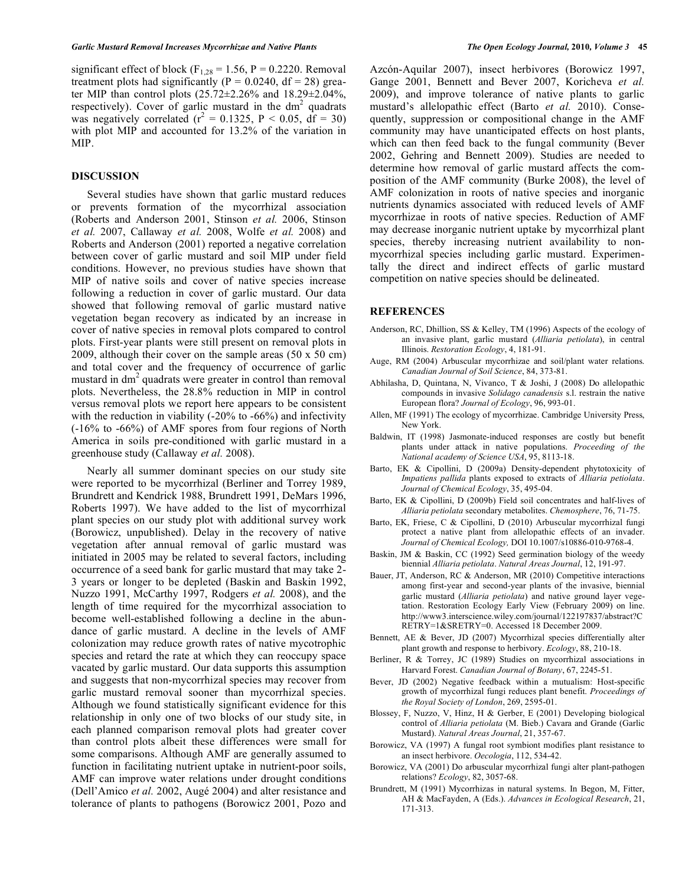significant effect of block ($F_{1,28}$ = 1.56, P = 0.2220. Removal treatment plots had significantly (P = 0.0240, df = 28) greater MIP than control plots (25.72±2.26% and 18.29±2.04%, respectively). Cover of garlic mustard in the $dm^2$ quadrats was negatively correlated ($r^2$ = 0.1325, P < 0.05, df = 30) with plot MIP and accounted for 13.2% of the variation in MIP.

## DISCUSSION

Several studies have shown that garlic mustard reduces or prevents formation of the mycorrhizal association (Roberts and Anderson 2001, Stinson *et al.* 2006, Stinson *et al.* 2007, Callaway *et al.* 2008, Wolfe *et al.* 2008) and Roberts and Anderson (2001) reported a negative correlation between cover of garlic mustard and soil MIP under field conditions. However, no previous studies have shown that MIP of native soils and cover of native species increase following a reduction in cover of garlic mustard. Our data showed that following removal of garlic mustard native vegetation began recovery as indicated by an increase in cover of native species in removal plots compared to control plots. First-year plants were still present on removal plots in 2009, although their cover on the sample areas (50 x 50 cm) and total cover and the frequency of occurrence of garlic mustard in $dm^2$ quadrats were greater in control than removal plots. Nevertheless, the 28.8% reduction in MIP in control versus removal plots we report here appears to be consistent with the reduction in viability (-20% to -66%) and infectivity (-16% to -66%) of AMF spores from four regions of North America in soils pre-conditioned with garlic mustard in a greenhouse study (Callaway *et al.* 2008).

Nearly all summer dominant species on our study site were reported to be mycorrhizal (Berliner and Torrey 1989, Brundrett and Kendrick 1988, Brundrett 1991, DeMars 1996, Roberts 1997). We have added to the list of mycorrhizal plant species on our study plot with additional survey work (Borowicz, unpublished). Delay in the recovery of native vegetation after annual removal of garlic mustard was initiated in 2005 may be related to several factors, including occurrence of a seed bank for garlic mustard that may take 2-3 years or longer to be depleted (Baskin and Baskin 1992, Nuzzo 1991, McCarthy 1997, Rodgers *et al.* 2008), and the length of time required for the mycorrhizal association to become well-established following a decline in the abundance of garlic mustard. A decline in the levels of AMF colonization may reduce growth rates of native mycotrophic species and retard the rate at which they can reoccupy space vacated by garlic mustard. Our data supports this assumption and suggests that non-mycorrhizal species may recover from garlic mustard removal sooner than mycorrhizal species. Although we found statistically significant evidence for this relationship in only one of two blocks of our study site, in each planned comparison removal plots had greater cover than control plots albeit these differences were small for some comparisons. Although AMF are generally assumed to function in facilitating nutrient uptake in nutrient-poor soils, AMF can improve water relations under drought conditions (Dell'Amico *et al.* 2002, Augé 2004) and alter resistance and tolerance of plants to pathogens (Borowicz 2001, Pozo and Azcón-Aquilar 2007), insect herbivores (Borowicz 1997, Gange 2001, Bennett and Bever 2007, Koricheva *et al.* 2009), and improve tolerance of native plants to garlic mustard's allelopathic effect (Barto *et al.* 2010). Consequently, suppression or compositional change in the AMF community may have unanticipated effects on host plants, which can then feed back to the fungal community (Bever 2002, Gehring and Bennett 2009). Studies are needed to determine how removal of garlic mustard affects the composition of the AMF community (Burke 2008), the level of AMF colonization in roots of native species and inorganic nutrients dynamics associated with reduced levels of AMF mycorrhizae in roots of native species. Reduction of AMF may decrease inorganic nutrient uptake by mycorrhizal plant species, thereby increasing nutrient availability to non-mycorrhizal species including garlic mustard. Experimentally the direct and indirect effects of garlic mustard competition on native species should be delineated.

## REFERENCES

Anderson, RC, Dhillion, SS & Kelley, TM (1996) Aspects of the ecology of an invasive plant, garlic mustard (*Alliaria petiolata*), in central Illinois. *Restoration Ecology*, 4, 181-91.

Auge, RM (2004) Arbuscular mycorrhizae and soil/plant water relations. *Canadian Journal of Soil Science*, 84, 373-81.

Abhilasha, D, Quintana, N, Vivanco, T & Joshi, J (2008) Do allelopathic compounds in invasive *Solidago canadensis* s.l. restrain the native European flora? *Journal of Ecology*, 96, 993-01.

Allen, MF (1991) The ecology of mycorrhizae. Cambridge University Press, New York.

Baldwin, IT (1998) Jasmonate-induced responses are costly but benefit plants under attack in native populations. *Proceeding of the National academy of Science USA*, 95, 8113-18.

Barto, EK & Cipollini, D (2009a) Density-dependent phytotoxicity of *Impatiens pallida* plants exposed to extracts of *Alliaria petiolata*. *Journal of Chemical Ecology*, 35, 495-04.

Barto, EK & Cipollini, D (2009b) Field soil concentrates and half-lives of *Alliaria petiolata* secondary metabolites. *Chemosphere*, 76, 71-75.

Barto, EK, Friese, C & Cipollini, D (2010) Arbuscular mycorrhizal fungi protect a native plant from allelopathic effects of an invader. *Journal of Chemical Ecology,* DOI 10.1007/s10886-010-9768-4.

Baskin, JM & Baskin, CC (1992) Seed germination biology of the weedy biennial *Alliaria petiolata*. *Natural Areas Journal*, 12, 191-97.

Bauer, JT, Anderson, RC & Anderson, MR (2010) Competitive interactions among first-year and second-year plants of the invasive, biennial garlic mustard (*Alliaria petiolata*) and native ground layer vegetation. Restoration Ecology Early View (February 2009) on line. http://www3.interscience.wiley.com/journal/122197837/abstract?CRETRY=1&SRETRY=0. Accessed 18 December 2009.

Bennett, AE & Bever, JD (2007) Mycorrhizal species differentially alter plant growth and response to herbivory. *Ecology*, 88, 210-18.

Berliner, R & Torrey, JC (1989) Studies on mycorrhizal associations in Harvard Forest. *Canadian Journal of Botany*, 67, 2245-51.

Bever, JD (2002) Negative feedback within a mutualism: Host-specific growth of mycorrhizal fungi reduces plant benefit. *Proceedings of the Royal Society of London*, 269, 2595-01.

Blossey, F, Nuzzo, V, Hinz, H & Gerber, E (2001) Developing biological control of *Alliaria petiolata* (M. Bieb.) Cavara and Grande (Garlic Mustard). *Natural Areas Journal*, 21, 357-67.

Borowicz, VA (1997) A fungal root symbiont modifies plant resistance to an insect herbivore. *Oecologia*, 112, 534-42.

Borowicz, VA (2001) Do arbuscular mycorrhizal fungi alter plant-pathogen relations? *Ecology*, 82, 3057-68.

Brundrett, M (1991) Mycorrhizas in natural systems. In Begon, M, Fitter, AH & MacFayden, A (Eds.). *Advances in Ecological Research*, 21, 171-313.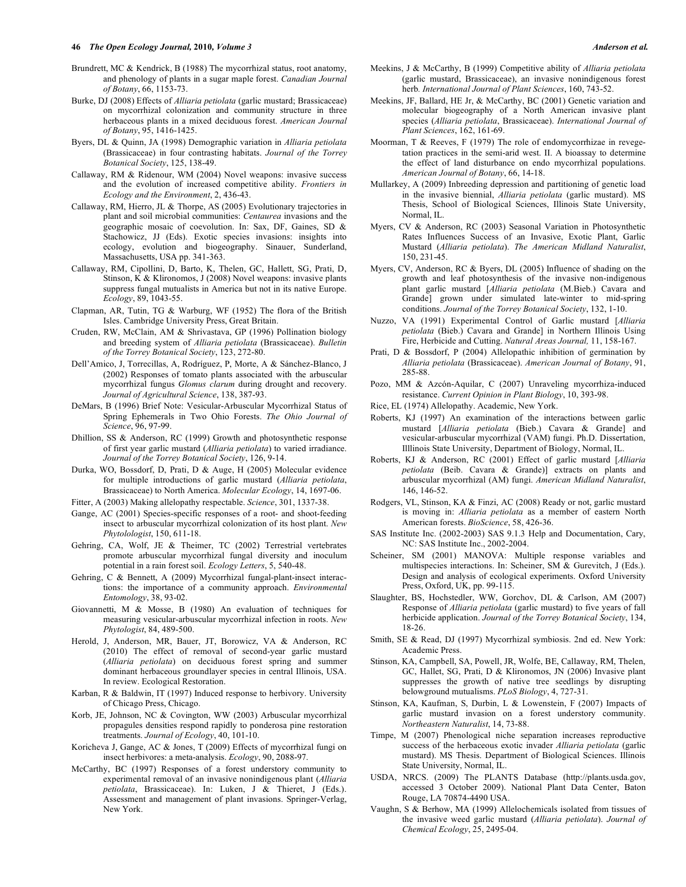Brundrett, MC & Kendrick, B (1988) The mycorrhizal status, root anatomy, and phenology of plants in a sugar maple forest. *Canadian Journal of Botany*, 66, 1153-73.

Burke, DJ (2008) Effects of *Alliaria petiolata* (garlic mustard; Brassicaceae) on mycorrhizal colonization and community structure in three herbaceous plants in a mixed deciduous forest. *American Journal of Botany*, 95, 1416-1425.

Byers, DL & Quinn, JA (1998) Demographic variation in *Alliaria petiolata* (Brassicaceae) in four contrasting habitats. *Journal of the Torrey Botanical Society*, 125, 138-49.

Callaway, RM & Ridenour, WM (2004) Novel weapons: invasive success and the evolution of increased competitive ability. *Frontiers in Ecology and the Environment*, 2, 436-43.

Callaway, RM, Hierro, JL & Thorpe, AS (2005) Evolutionary trajectories in plant and soil microbial communities: *Centaurea* invasions and the geographic mosaic of coevolution. In: Sax, DF, Gaines, SD & Stachowicz, JJ (Eds). Exotic species invasions: insights into ecology, evolution and biogeography. Sinauer, Sunderland, Massachusetts, USA pp. 341-363.

Callaway, RM, Cipollini, D, Barto, K, Thelen, GC, Hallett, SG, Prati, D, Stinson, K & Klironomos, J (2008) Novel weapons: invasive plants suppress fungal mutualists in America but not in its native Europe. *Ecology*, 89, 1043-55.

Clapman, AR, Tutin, TG & Warburg, WF (1952) The flora of the British Isles. Cambridge University Press, Great Britain.

Cruden, RW, McClain, AM & Shrivastava, GP (1996) Pollination biology and breeding system of *Alliaria petiolata* (Brassicaceae). *Bulletin of the Torrey Botanical Society*, 123, 272-80.

Dell'Amico, J, Torrecillas, A, Rodríguez, P, Morte, A & Sánchez-Blanco, J (2002) Responses of tomato plants associated with the arbuscular mycorrhizal fungus *Glomus clarum* during drought and recovery. *Journal of Agricultural Science*, 138, 387-93.

DeMars, B (1996) Brief Note: Vesicular-Arbuscular Mycorrhizal Status of Spring Ephemerals in Two Ohio Forests. *The Ohio Journal of Science*, 96, 97-99.

Dhillion, SS & Anderson, RC (1999) Growth and photosynthetic response of first year garlic mustard (*Alliaria petiolata*) to varied irradiance. *Journal of the Torrey Botanical Society*, 126, 9-14.

Durka, WO, Bossdorf, D, Prati, D & Auge, H (2005) Molecular evidence for multiple introductions of garlic mustard (*Alliaria petiolata*, Brassicaceae) to North America. *Molecular Ecology*, 14, 1697-06.

Fitter, A (2003) Making allelopathy respectable. *Science*, 301, 1337-38.

Gange, AC (2001) Species-specific responses of a root- and shoot-feeding insect to arbuscular mycorrhizal colonization of its host plant. *New Phytolologist*, 150, 611-18.

Gehring, CA, Wolf, JE & Theimer, TC (2002) Terrestrial vertebrates promote arbuscular mycorrhizal fungal diversity and inoculum potential in a rain forest soil. *Ecology Letters*, 5, 540-48.

Gehring, C & Bennett, A (2009) Mycorrhizal fungal-plant-insect interactions: the importance of a community approach. *Environmental Entomology*, 38, 93-02.

Giovannetti, M & Mosse, B (1980) An evaluation of techniques for measuring vesicular-arbuscular mycorrhizal infection in roots. *New Phytologist*, 84, 489-500.

Herold, J, Anderson, MR, Bauer, JT, Borowicz, VA & Anderson, RC (2010) The effect of removal of second-year garlic mustard (*Alliaria petiolata*) on deciduous forest spring and summer dominant herbaceous groundlayer species in central Illinois, USA. In review. Ecological Restoration.

Karban, R & Baldwin, IT (1997) Induced response to herbivory. University of Chicago Press, Chicago.

Korb, JE, Johnson, NC & Covington, WW (2003) Arbuscular mycorrhizal propagules densities respond rapidly to ponderosa pine restoration treatments. *Journal of Ecology*, 40, 101-10.

Koricheva J, Gange, AC & Jones, T (2009) Effects of mycorrhizal fungi on insect herbivores: a meta-analysis. *Ecology*, 90, 2088-97.

McCarthy, BC (1997) Responses of a forest understory community to experimental removal of an invasive nonindigenous plant (*Alliaria petiolata*, Brassicaceae). In: Luken, J & Thieret, J (Eds.). Assessment and management of plant invasions. Springer-Verlag, New York.

Meekins, J & McCarthy, B (1999) Competitive ability of *Alliaria petiolata* (garlic mustard, Brassicaceae), an invasive nonindigenous forest herb. *International Journal of Plant Sciences*, 160, 743-52.

Meekins, JF, Ballard, HE Jr, & McCarthy, BC (2001) Genetic variation and molecular biogeography of a North American invasive plant species (*Alliaria petiolata*, Brassicaceae). *International Journal of Plant Sciences*, 162, 161-69.

Moorman, T & Reeves, F (1979) The role of endomycorrhizae in revegetation practices in the semi-arid west. II. A bioassay to determine the effect of land disturbance on endo mycorrhizal populations. *American Journal of Botany*, 66, 14-18.

Mullarkey, A (2009) Inbreeding depression and partitioning of genetic load in the invasive biennial, *Alliaria petiolata* (garlic mustard). MS Thesis, School of Biological Sciences, Illinois State University, Normal, IL.

Myers, CV & Anderson, RC (2003) Seasonal Variation in Photosynthetic Rates Influences Success of an Invasive, Exotic Plant, Garlic Mustard (*Alliaria petiolata*). *The American Midland Naturalist*, 150, 231-45.

Myers, CV, Anderson, RC & Byers, DL (2005) Influence of shading on the growth and leaf photosynthesis of the invasive non-indigenous plant garlic mustard [*Alliaria petiolata* (M.Bieb.) Cavara and Grande] grown under simulated late-winter to mid-spring conditions. *Journal of the Torrey Botanical Society*, 132, 1-10.

Nuzzo, VA (1991) Experimental Control of Garlic mustard [*Alliaria petiolata* (Bieb.) Cavara and Grande] in Northern Illinois Using Fire, Herbicide and Cutting. *Natural Areas Journal,* 11, 158-167.

Prati, D & Bossdorf, P (2004) Allelopathic inhibition of germination by *Alliaria petiolata* (Brassicaceae). *American Journal of Botany*, 91, 285-88.

Pozo, MM & Azcón-Aquilar, C (2007) Unraveling mycorrhiza-induced resistance. *Current Opinion in Plant Biology*, 10, 393-98.

Rice, EL (1974) Allelopathy. Academic, New York.

Roberts, KJ (1997) An examination of the interactions between garlic mustard [*Alliaria petiolata* (Bieb.) Cavara & Grande] and vesicular-arbuscular mycorrhizal (VAM) fungi. Ph.D. Dissertation, Illlinois State University, Department of Biology, Normal, IL.

Roberts, KJ & Anderson, RC (2001) Effect of garlic mustard [*Alliaria petiolata* (Beib. Cavara & Grande)] extracts on plants and arbuscular mycorrhizal (AM) fungi. *American Midland Naturalist*, 146, 146-52.

Rodgers, VL, Stinson, KA & Finzi, AC (2008) Ready or not, garlic mustard is moving in: *Alliaria petiolata* as a member of eastern North American forests. *BioScience*, 58, 426-36.

SAS Institute Inc. (2002-2003) SAS 9.1.3 Help and Documentation, Cary, NC: SAS Institute Inc., 2002-2004.

Scheiner, SM (2001) MANOVA: Multiple response variables and multispecies interactions. In: Scheiner, SM & Gurevitch, J (Eds.). Design and analysis of ecological experiments. Oxford University Press, Oxford, UK, pp. 99-115.

Slaughter, BS, Hochstedler, WW, Gorchov, DL & Carlson, AM (2007) Response of *Alliaria petiolata* (garlic mustard) to five years of fall herbicide application. *Journal of the Torrey Botanical Society*, 134, 18-26.

Smith, SE & Read, DJ (1997) Mycorrhizal symbiosis. 2nd ed. New York: Academic Press.

Stinson, KA, Campbell, SA, Powell, JR, Wolfe, BE, Callaway, RM, Thelen, GC, Hallet, SG, Prati, D & Klironomos, JN (2006) Invasive plant suppresses the growth of native tree seedlings by disrupting belowground mutualisms. *PLoS Biology*, 4, 727-31.

Stinson, KA, Kaufman, S, Durbin, L & Lowenstein, F (2007) Impacts of garlic mustard invasion on a forest understory community. *Northeastern Naturalist*, 14, 73-88.

Timpe, M (2007) Phenological niche separation increases reproductive success of the herbaceous exotic invader *Alliaria petiolata* (garlic mustard). MS Thesis. Department of Biological Sciences. Illinois State University, Normal, IL.

USDA, NRCS. (2009) The PLANTS Database (http://plants.usda.gov, accessed 3 October 2009). National Plant Data Center, Baton Rouge, LA 70874-4490 USA.

Vaughn, S & Berhow, MA (1999) Allelochemicals isolated from tissues of the invasive weed garlic mustard (*Alliaria petiolata*). *Journal of Chemical Ecology*, 25, 2495-04.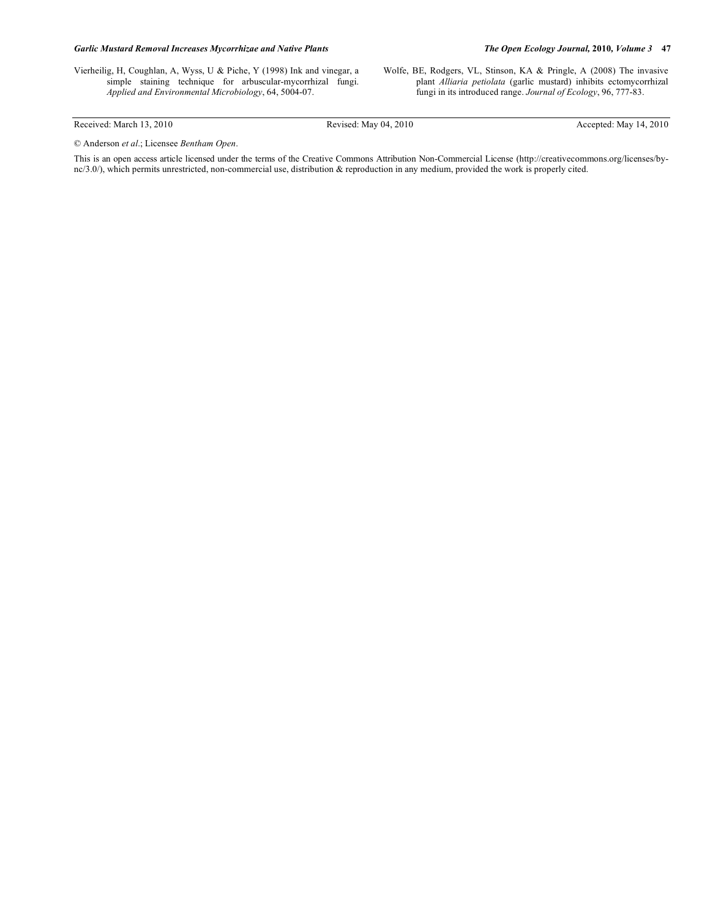Vierheilig, H, Coughlan, A, Wyss, U & Piche, Y (1998) Ink and vinegar, a simple staining technique for arbuscular-mycorrhizal fungi. *Applied and Environmental Microbiology*, 64, 5004-07.

Wolfe, BE, Rodgers, VL, Stinson, KA & Pringle, A (2008) The invasive plant *Alliaria petiolata* (garlic mustard) inhibits ectomycorrhizal fungi in its introduced range. *Journal of Ecology*, 96, 777-83.

Received: March 13, 2010 Revised: May 04, 2010 Accepted: May 14, 2010

© Anderson *et al*.; Licensee *Bentham Open*.

This is an open access article licensed under the terms of the Creative Commons Attribution Non-Commercial License (http://creativecommons.org/licenses/by-nc/3.0/), which permits unrestricted, non-commercial use, distribution & reproduction in any medium, provided the work is properly cited.